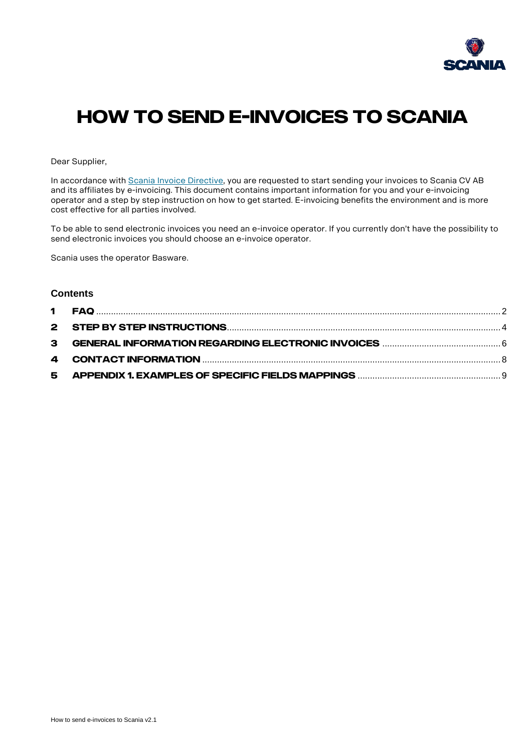# HOW TO SEND E-INVOICES TO SCANIA

Dear Supplier,

In accordance with Scania Invoice Directive, you are requested to start sending your invoices to Scania CV AB and its affiliates by e-invoicing. This document contains important information for you and your e-invoicing operator and a step by step instruction on how to get started. E-invoicing benefits the environment and is more cost effective for all parties involved.

To be able to send electronic invoices you need an e-invoice operator. If you currently don't have the possibility to send electronic invoices you should choose an e-invoice operator.

Scania uses the operator Basware.

## Contents

1 FAQ ..... 2
2 STEP BY STEP INSTRUCTIONS ..... 4
3 GENERAL INFORMATION REGARDING ELECTRONIC INVOICES ..... 6
4 CONTACT INFORMATION ..... 8
5 APPENDIX 1. EXAMPLES OF SPECIFIC FIELDS MAPPINGS ..... 9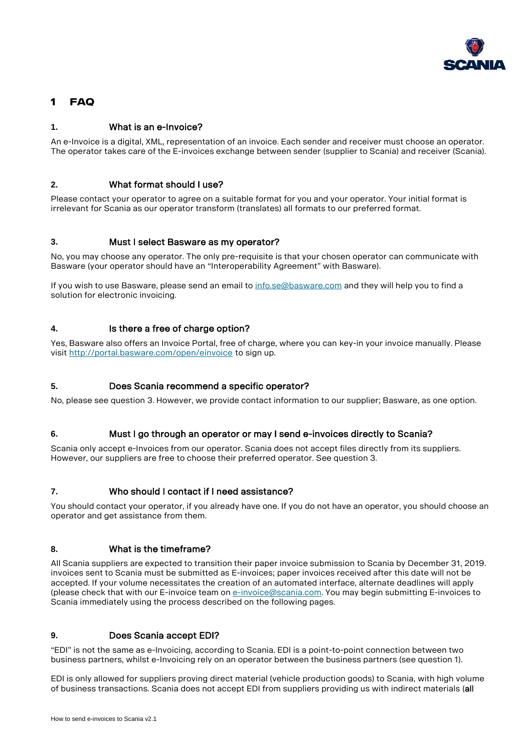# 1 FAQ

### 1. What is an e-Invoice?

An e-Invoice is a digital, XML, representation of an invoice. Each sender and receiver must choose an operator. The operator takes care of the E-invoices exchange between sender (supplier to Scania) and receiver (Scania).

### 2. What format should I use?

Please contact your operator to agree on a suitable format for you and your operator. Your initial format is irrelevant for Scania as our operator transform (translates) all formats to our preferred format.

### 3. Must I select Basware as my operator?

No, you may choose any operator. The only pre-requisite is that your chosen operator can communicate with Basware (your operator should have an "Interoperability Agreement" with Basware).

If you wish to use Basware, please send an email to info.se@basware.com and they will help you to find a solution for electronic invoicing.

### 4. Is there a free of charge option?

Yes, Basware also offers an Invoice Portal, free of charge, where you can key-in your invoice manually. Please visit http://portal.basware.com/open/einvoice to sign up.

### 5. Does Scania recommend a specific operator?

No, please see question 3. However, we provide contact information to our supplier; Basware, as one option.

### 6. Must I go through an operator or may I send e-invoices directly to Scania?

Scania only accept e-Invoices from our operator. Scania does not accept files directly from its suppliers. However, our suppliers are free to choose their preferred operator. See question 3.

### 7. Who should I contact if I need assistance?

You should contact your operator, if you already have one. If you do not have an operator, you should choose an operator and get assistance from them.

### 8. What is the timeframe?

All Scania suppliers are expected to transition their paper invoice submission to Scania by December 31, 2019. invoices sent to Scania must be submitted as E-invoices; paper invoices received after this date will not be accepted. If your volume necessitates the creation of an automated interface, alternate deadlines will apply (please check that with our E-invoice team on e-invoice@scania.com. You may begin submitting E-invoices to Scania immediately using the process described on the following pages.

### 9. Does Scania accept EDI?

"EDI" is not the same as e-Invoicing, according to Scania. EDI is a point-to-point connection between two business partners, whilst e-Invoicing rely on an operator between the business partners (see question 1).

EDI is only allowed for suppliers proving direct material (vehicle production goods) to Scania, with high volume of business transactions. Scania does not accept EDI from suppliers providing us with indirect materials (**all**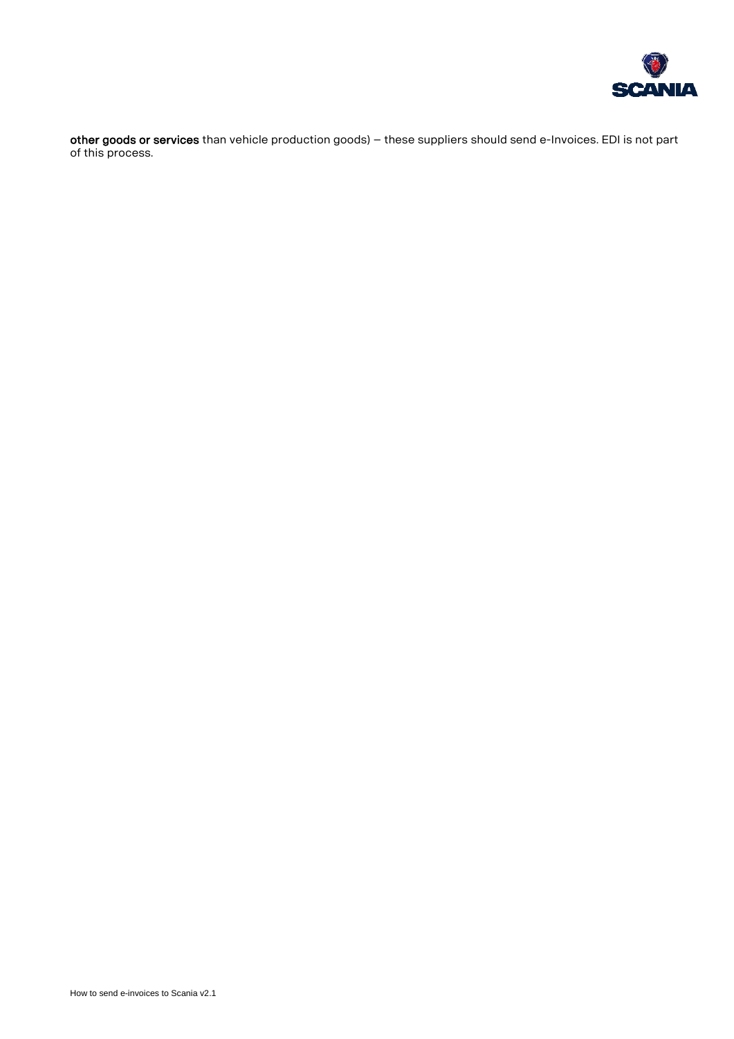**other goods or services** than vehicle production goods) – these suppliers should send e-Invoices. EDI is not part of this process.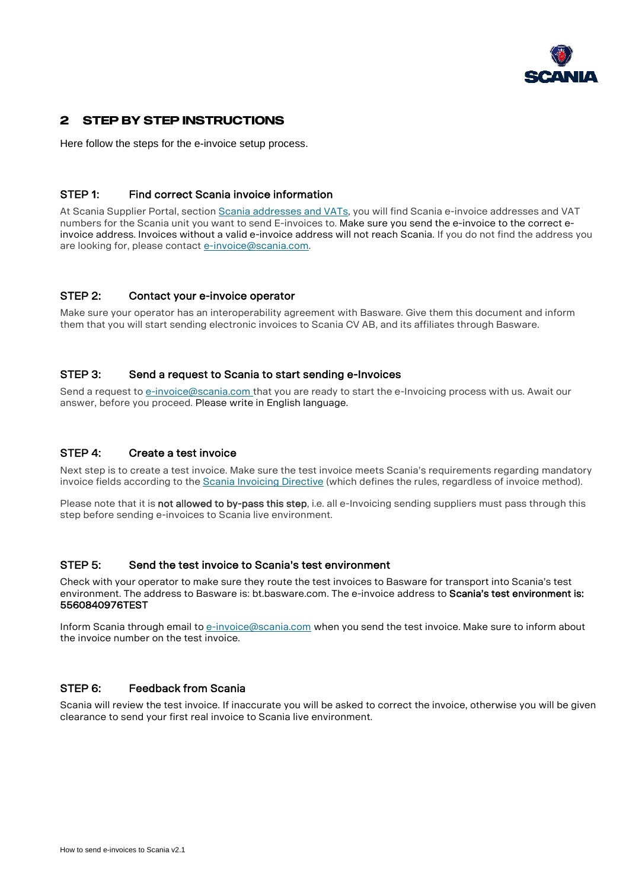## 2 STEP BY STEP INSTRUCTIONS

Here follow the steps for the e-invoice setup process.

### STEP 1: Find correct Scania invoice information

At Scania Supplier Portal, section Scania addresses and VATs, you will find Scania e-invoice addresses and VAT numbers for the Scania unit you want to send E-invoices to. Make sure you send the e-invoice to the correct e-invoice address. Invoices without a valid e-invoice address will not reach Scania. If you do not find the address you are looking for, please contact e-invoice@scania.com.

### STEP 2: Contact your e-invoice operator

Make sure your operator has an interoperability agreement with Basware. Give them this document and inform them that you will start sending electronic invoices to Scania CV AB, and its affiliates through Basware.

### STEP 3: Send a request to Scania to start sending e-Invoices

Send a request to e-invoice@scania.com that you are ready to start the e-Invoicing process with us. Await our answer, before you proceed. Please write in English language.

### STEP 4: Create a test invoice

Next step is to create a test invoice. Make sure the test invoice meets Scania's requirements regarding mandatory invoice fields according to the Scania Invoicing Directive (which defines the rules, regardless of invoice method).

Please note that it is **not allowed to by-pass this step**, i.e. all e-Invoicing sending suppliers must pass through this step before sending e-invoices to Scania live environment.

### STEP 5: Send the test invoice to Scania's test environment

Check with your operator to make sure they route the test invoices to Basware for transport into Scania's test environment. The address to Basware is: bt.basware.com. The e-invoice address to **Scania's test environment is: 5560840976TEST**

Inform Scania through email to e-invoice@scania.com when you send the test invoice. Make sure to inform about the invoice number on the test invoice.

### STEP 6: Feedback from Scania

Scania will review the test invoice. If inaccurate you will be asked to correct the invoice, otherwise you will be given clearance to send your first real invoice to Scania live environment.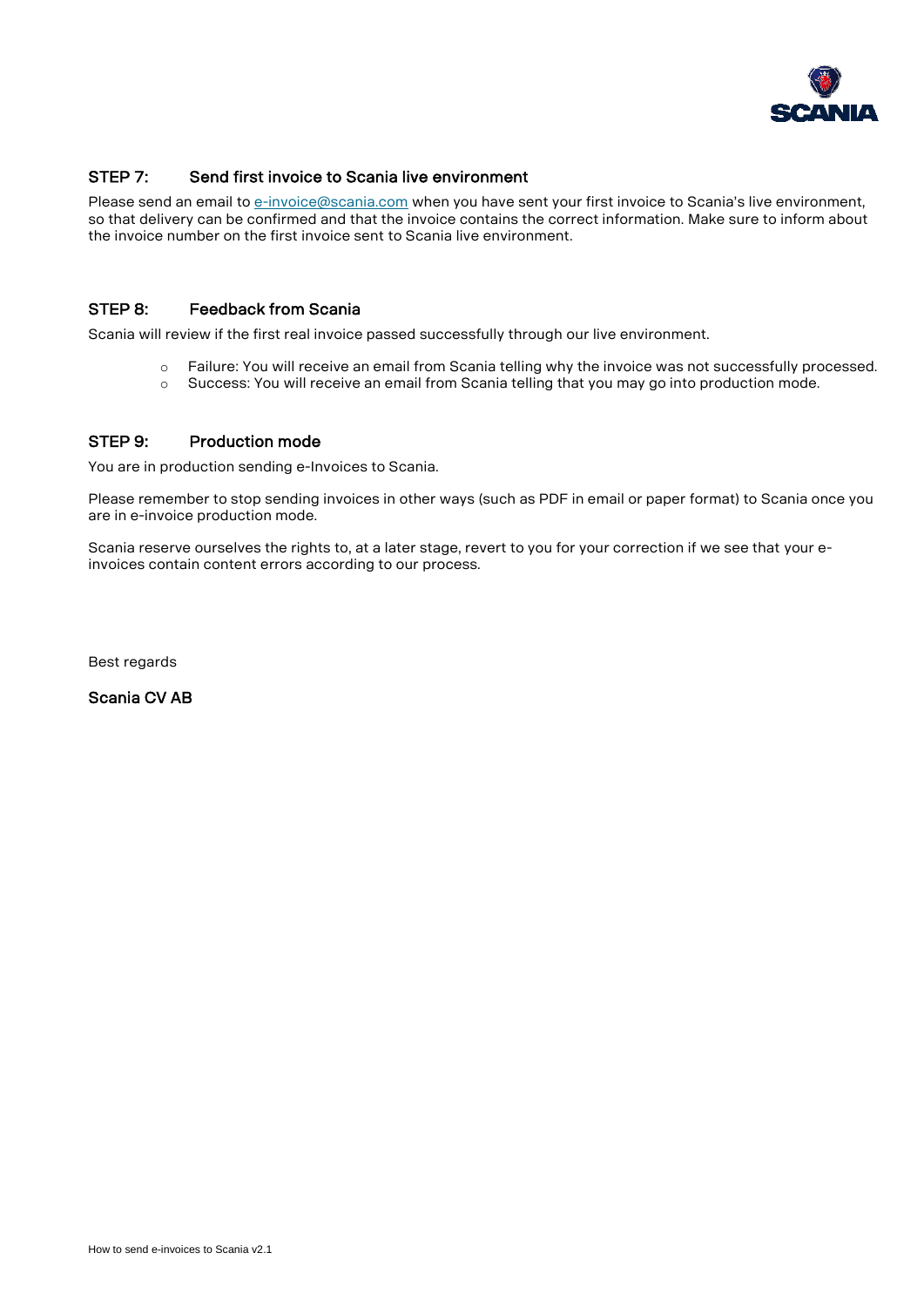## STEP 7: Send first invoice to Scania live environment

Please send an email to e-invoice@scania.com when you have sent your first invoice to Scania's live environment, so that delivery can be confirmed and that the invoice contains the correct information. Make sure to inform about the invoice number on the first invoice sent to Scania live environment.

## STEP 8: Feedback from Scania

Scania will review if the first real invoice passed successfully through our live environment.

- Failure: You will receive an email from Scania telling why the invoice was not successfully processed.
- Success: You will receive an email from Scania telling that you may go into production mode.

## STEP 9: Production mode

You are in production sending e-Invoices to Scania.

Please remember to stop sending invoices in other ways (such as PDF in email or paper format) to Scania once you are in e-invoice production mode.

Scania reserve ourselves the rights to, at a later stage, revert to you for your correction if we see that your e-invoices contain content errors according to our process.

Best regards

Scania CV AB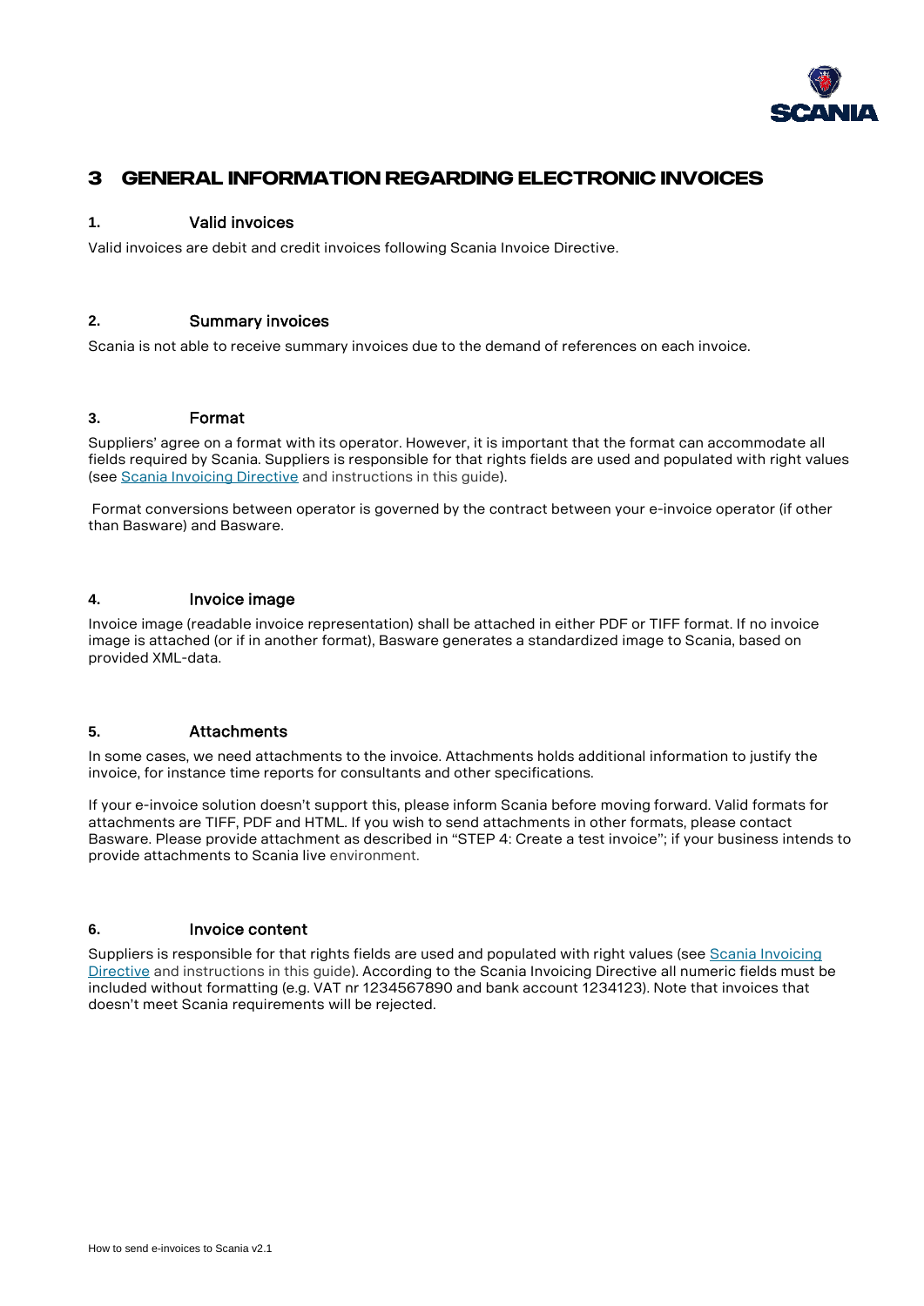# 3 GENERAL INFORMATION REGARDING ELECTRONIC INVOICES

## 1. Valid invoices

Valid invoices are debit and credit invoices following Scania Invoice Directive.

## 2. Summary invoices

Scania is not able to receive summary invoices due to the demand of references on each invoice.

## 3. Format

Suppliers' agree on a format with its operator. However, it is important that the format can accommodate all fields required by Scania. Suppliers is responsible for that rights fields are used and populated with right values (see Scania Invoicing Directive and instructions in this guide).

Format conversions between operator is governed by the contract between your e-invoice operator (if other than Basware) and Basware.

## 4. Invoice image

Invoice image (readable invoice representation) shall be attached in either PDF or TIFF format. If no invoice image is attached (or if in another format), Basware generates a standardized image to Scania, based on provided XML-data.

## 5. Attachments

In some cases, we need attachments to the invoice. Attachments holds additional information to justify the invoice, for instance time reports for consultants and other specifications.

If your e-invoice solution doesn't support this, please inform Scania before moving forward. Valid formats for attachments are TIFF, PDF and HTML. If you wish to send attachments in other formats, please contact Basware. Please provide attachment as described in "STEP 4: Create a test invoice"; if your business intends to provide attachments to Scania live environment.

## 6. Invoice content

Suppliers is responsible for that rights fields are used and populated with right values (see Scania Invoicing Directive and instructions in this guide). According to the Scania Invoicing Directive all numeric fields must be included without formatting (e.g. VAT nr 1234567890 and bank account 1234123). Note that invoices that doesn't meet Scania requirements will be rejected.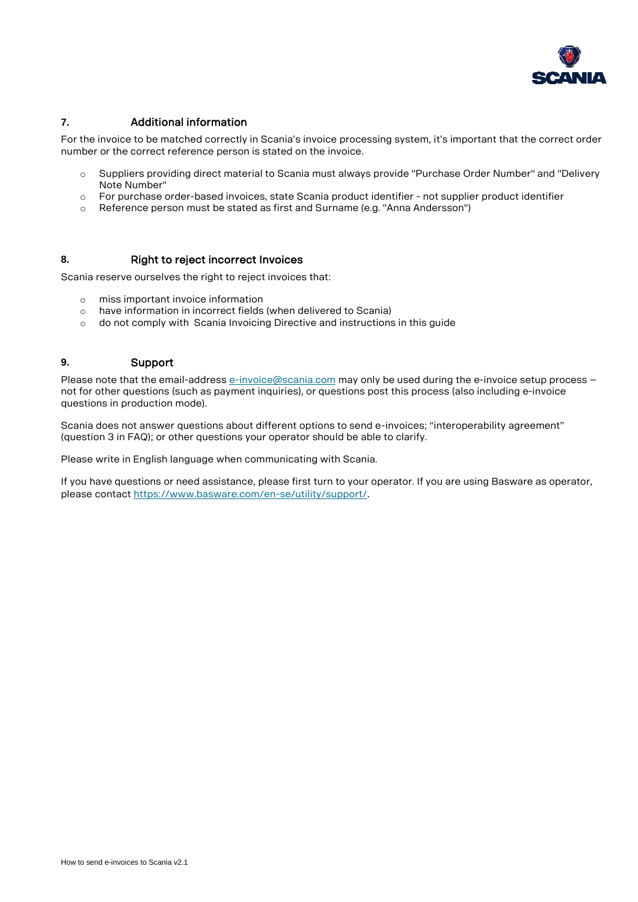## 7. Additional information

For the invoice to be matched correctly in Scania's invoice processing system, it's important that the correct order number or the correct reference person is stated on the invoice.

- Suppliers providing direct material to Scania must always provide "Purchase Order Number" and "Delivery Note Number"
- For purchase order-based invoices, state Scania product identifier - not supplier product identifier
- Reference person must be stated as first and Surname (e.g. "Anna Andersson")

## 8. Right to reject incorrect Invoices

Scania reserve ourselves the right to reject invoices that:

- miss important invoice information
- have information in incorrect fields (when delivered to Scania)
- do not comply with Scania Invoicing Directive and instructions in this guide

## 9. Support

Please note that the email-address [e-invoice@scania.com](mailto:e-invoice@scania.com) may only be used during the e-invoice setup process – not for other questions (such as payment inquiries), or questions post this process (also including e-invoice questions in production mode).

Scania does not answer questions about different options to send e-invoices; "interoperability agreement" (question 3 in FAQ); or other questions your operator should be able to clarify.

Please write in English language when communicating with Scania.

If you have questions or need assistance, please first turn to your operator. If you are using Basware as operator, please contact [https://www.basware.com/en-se/utility/support/](https://www.basware.com/en-se/utility/support/).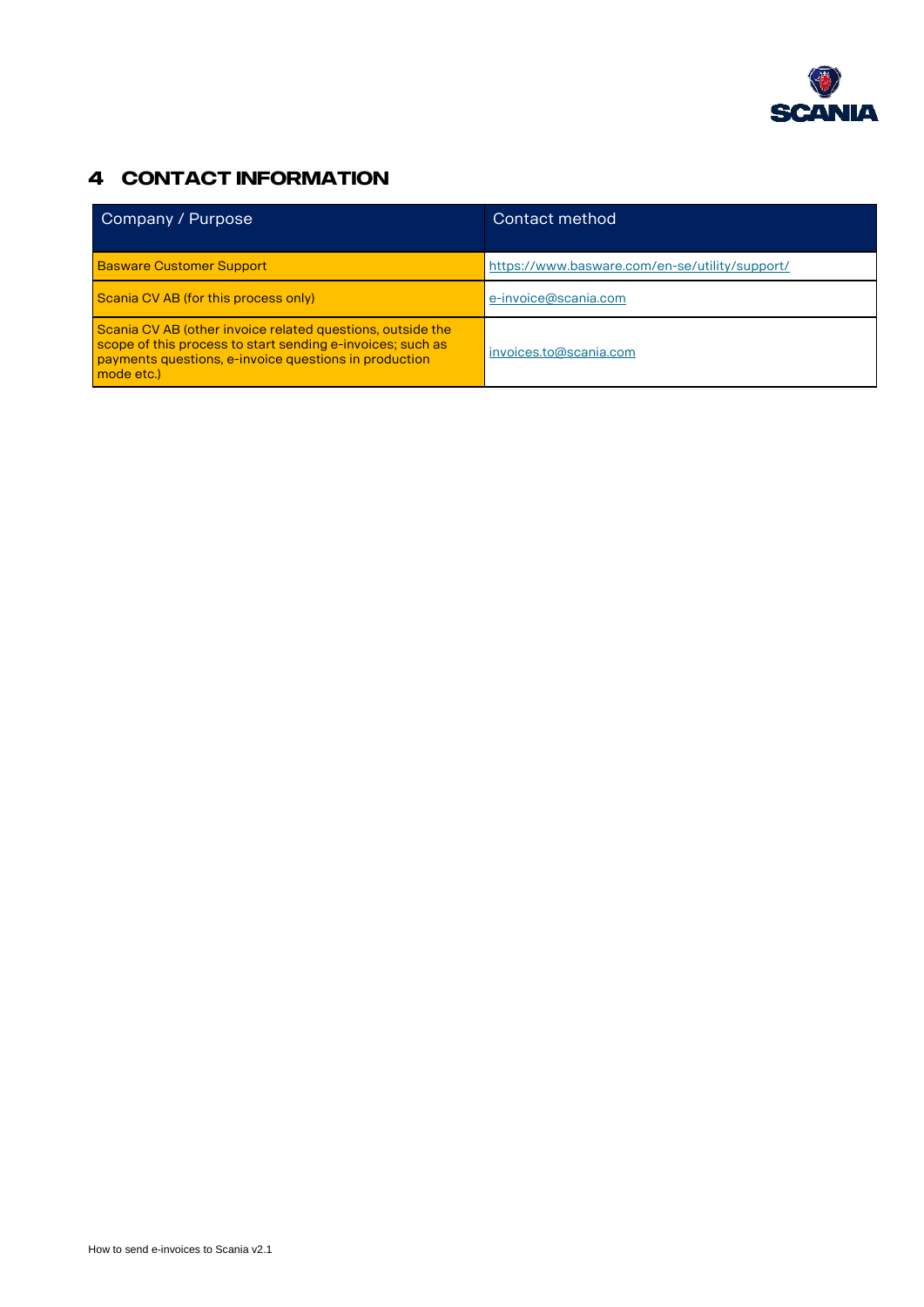# 4 CONTACT INFORMATION

| Company / Purpose | Contact method |
|---|---|
| Basware Customer Support | https://www.basware.com/en-se/utility/support/ |
| Scania CV AB (for this process only) | e-invoice@scania.com |
| Scania CV AB (other invoice related questions, outside the scope of this process to start sending e-invoices; such as payments questions, e-invoice questions in production mode etc.) | invoices.to@scania.com |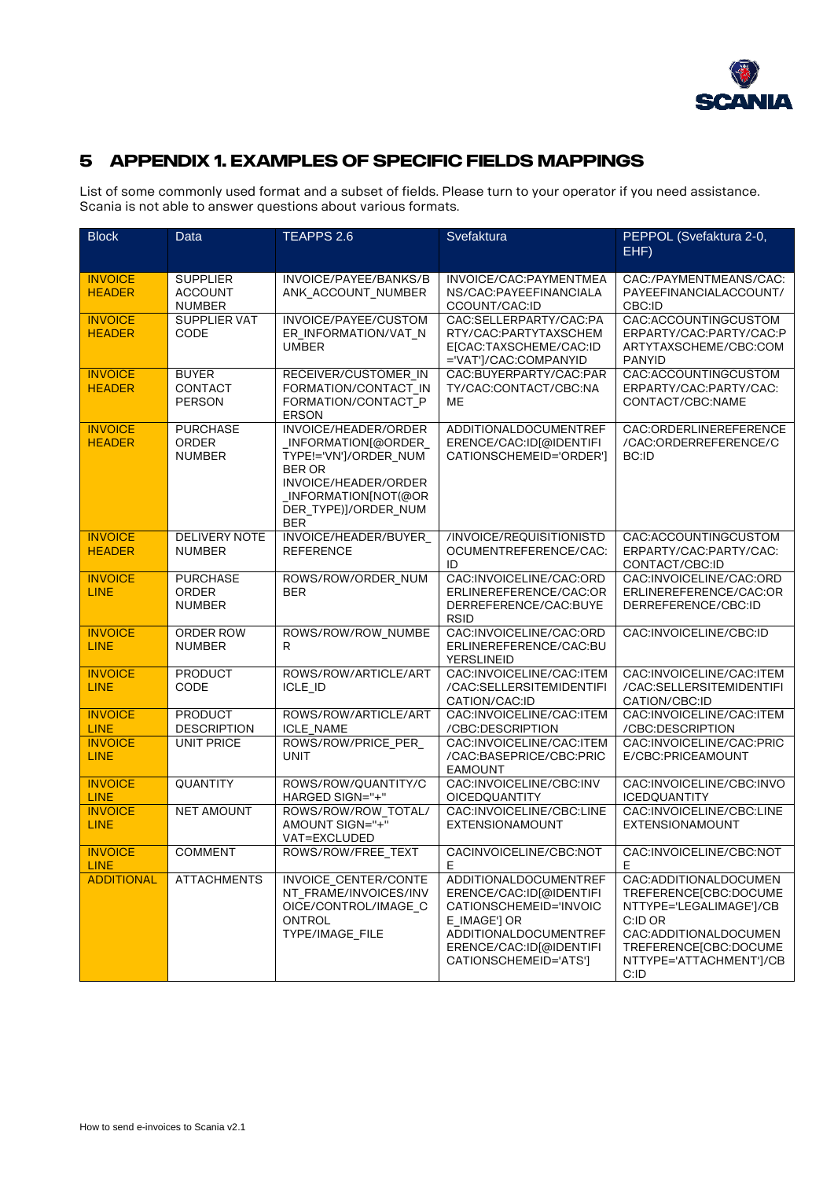# 5 APPENDIX 1. EXAMPLES OF SPECIFIC FIELDS MAPPINGS

List of some commonly used format and a subset of fields. Please turn to your operator if you need assistance. Scania is not able to answer questions about various formats.

| Block | Data | TEAPPS 2.6 | Svefaktura | PEPPOL (Svefaktura 2-0, EHF) |
|---|---|---|---|---|
| INVOICE HEADER | SUPPLIER ACCOUNT NUMBER | INVOICE/PAYEE/BANKS/BANK_ACCOUNT_NUMBER | INVOICE/CAC:PAYMENTMEANS/CAC:PAYEEFINANCIALACCOUNT/CAC:ID | CAC:/PAYMENTMEANS/CAC:PAYEEFINANCIALACCOUNT/CBC:ID |
| INVOICE HEADER | SUPPLIER VAT CODE | INVOICE/PAYEE/CUSTOMER_INFORMATION/VAT_NUMBER | CAC:SELLERPARTY/CAC:PARTY/CAC:PARTYTAXSCHEME[CAC:TAXSCHEME/CAC:ID='VAT']/CAC:COMPANYID | CAC:ACCOUNTINGCUSTOMERPARTY/CAC:PARTY/CAC:PARTYTAXSCHEME/CBC:COMPANYID |
| INVOICE HEADER | BUYER CONTACT PERSON | RECEIVER/CUSTOMER_INFORMATION/CONTACT_INFORMATION/CONTACT_PERSON | CAC:BUYERPARTY/CAC:PARTY/CAC:CONTACT/CBC:NAME | CAC:ACCOUNTINGCUSTOMERPARTY/CAC:PARTY/CAC:CONTACT/CBC:NAME |
| INVOICE HEADER | PURCHASE ORDER NUMBER | INVOICE/HEADER/ORDER_INFORMATION[@ORDER_TYPE!='VN']/ORDER_NUMBER OR INVOICE/HEADER/ORDER_INFORMATION[NOT(@ORDER_TYPE)]/ORDER_NUMBER | ADDITIONALDOCUMENTREFERENCE/CAC:ID[@IDENTIFICATIONSCHEMEID='ORDER'] | CAC:ORDERLINEREFERENCE/CAC:ORDERREFERENCE/CBC:ID |
| INVOICE HEADER | DELIVERY NOTE NUMBER | INVOICE/HEADER/BUYER_REFERENCE | /INVOICE/REQUISITIONISTDOCUMENTREFERENCE/CAC:ID | CAC:ACCOUNTINGCUSTOMERPARTY/CAC:PARTY/CAC:CONTACT/CBC:ID |
| INVOICE LINE | PURCHASE ORDER NUMBER | ROWS/ROW/ORDER_NUMBER | CAC:INVOICELINE/CAC:ORDERLINEREFERENCE/CAC:ORDERREFERENCE/CAC:BUYERSID | CAC:INVOICELINE/CAC:ORDERLINEREFERENCE/CAC:ORDERREFERENCE/CBC:ID |
| INVOICE LINE | ORDER ROW NUMBER | ROWS/ROW/ROW_NUMBER | CAC:INVOICELINE/CAC:ORDERLINEREFERENCE/CAC:BUYERSLINEID | CAC:INVOICELINE/CBC:ID |
| INVOICE LINE | PRODUCT CODE | ROWS/ROW/ARTICLE/ARTICLE_ID | CAC:INVOICELINE/CAC:ITEM/CAC:SELLERSITEMIDENTIFICATION/CAC:ID | CAC:INVOICELINE/CAC:ITEM/CAC:SELLERSITEMIDENTIFICATION/CBC:ID |
| INVOICE LINE | PRODUCT DESCRIPTION | ROWS/ROW/ARTICLE/ARTICLE_NAME | CAC:INVOICELINE/CAC:ITEM/CBC:DESCRIPTION | CAC:INVOICELINE/CAC:ITEM/CBC:DESCRIPTION |
| INVOICE LINE | UNIT PRICE | ROWS/ROW/PRICE_PER_UNIT | CAC:INVOICELINE/CAC:ITEM/CAC:BASEPRICE/CBC:PRICEAMOUNT | CAC:INVOICELINE/CAC:PRICE/CBC:PRICEAMOUNT |
| INVOICE LINE | QUANTITY | ROWS/ROW/QUANTITY/CHARGED SIGN="+" | CAC:INVOICELINE/CBC:INVOICEDQUANTITY | CAC:INVOICELINE/CBC:INVOICEDQUANTITY |
| INVOICE LINE | NET AMOUNT | ROWS/ROW/ROW_TOTAL/AMOUNT SIGN="+" VAT=EXCLUDED | CAC:INVOICELINE/CBC:LINEEXTENSIONAMOUNT | CAC:INVOICELINE/CBC:LINEEXTENSIONAMOUNT |
| INVOICE LINE | COMMENT | ROWS/ROW/FREE_TEXT | CACINVOICELINE/CBC:NOTE | CAC:INVOICELINE/CBC:NOTE |
| ADDITIONAL | ATTACHMENTS | INVOICE_CENTER/CONTENT_FRAME/INVOICES/INVOICE/CONTROL/IMAGE_CONTROL TYPE/IMAGE_FILE | ADDITIONALDOCUMENTREFERENCE/CAC:ID[@IDENTIFICATIONSCHEMEID='INVOICE_IMAGE'] OR ADDITIONALDOCUMENTREFERENCE/CAC:ID[@IDENTIFICATIONSCHEMEID='ATS'] | CAC:ADDITIONALDOCUMENTREFERENCE[CBC:DOCUMENTTYPE='LEGALIMAGE']/CBC:ID OR CAC:ADDITIONALDOCUMENTREFERENCE[CBC:DOCUMENTTYPE='ATTACHMENT']/CBC:ID |